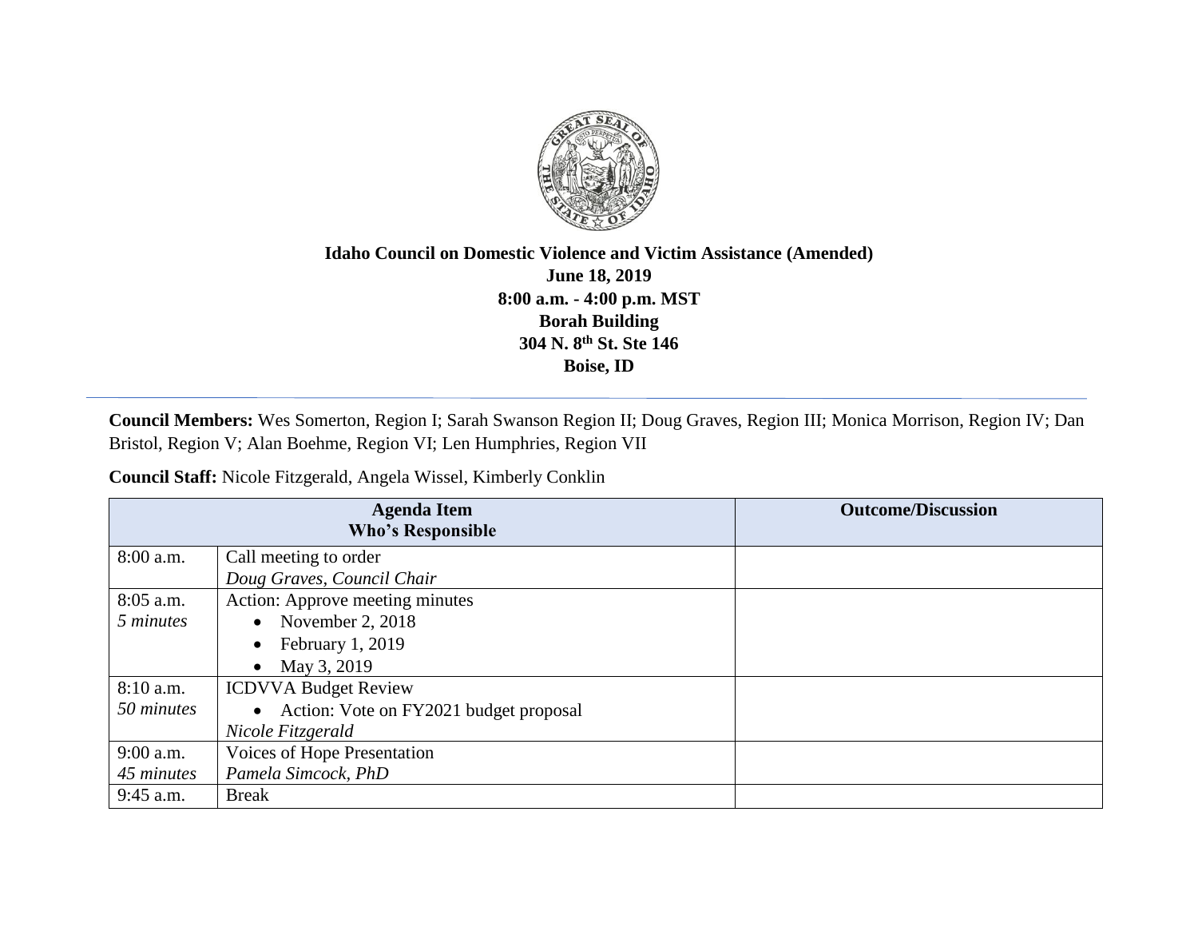**Idaho Council on Domestic Violence and Victim Assistance (Amended)**
**June 18, 2019**
**8:00 a.m. - 4:00 p.m. MST**
**Borah Building**
**304 N. 8th St. Ste 146**
**Boise, ID**

---

**Council Members:** Wes Somerton, Region I; Sarah Swanson Region II; Doug Graves, Region III; Monica Morrison, Region IV; Dan Bristol, Region V; Alan Boehme, Region VI; Len Humphries, Region VII

**Council Staff:** Nicole Fitzgerald, Angela Wissel, Kimberly Conklin

| Agenda Item<br>Who's Responsible | | Outcome/Discussion |
|---|---|---|
| 8:00 a.m. | Call meeting to order<br>*Doug Graves, Council Chair* | |
| 8:05 a.m.<br>*5 minutes* | Action: Approve meeting minutes<br>• November 2, 2018<br>• February 1, 2019<br>• May 3, 2019 | |
| 8:10 a.m.<br>*50 minutes* | ICDVVA Budget Review<br>• Action: Vote on FY2021 budget proposal<br>*Nicole Fitzgerald* | |
| 9:00 a.m.<br>*45 minutes* | Voices of Hope Presentation<br>*Pamela Simcock, PhD* | |
| 9:45 a.m. | Break | |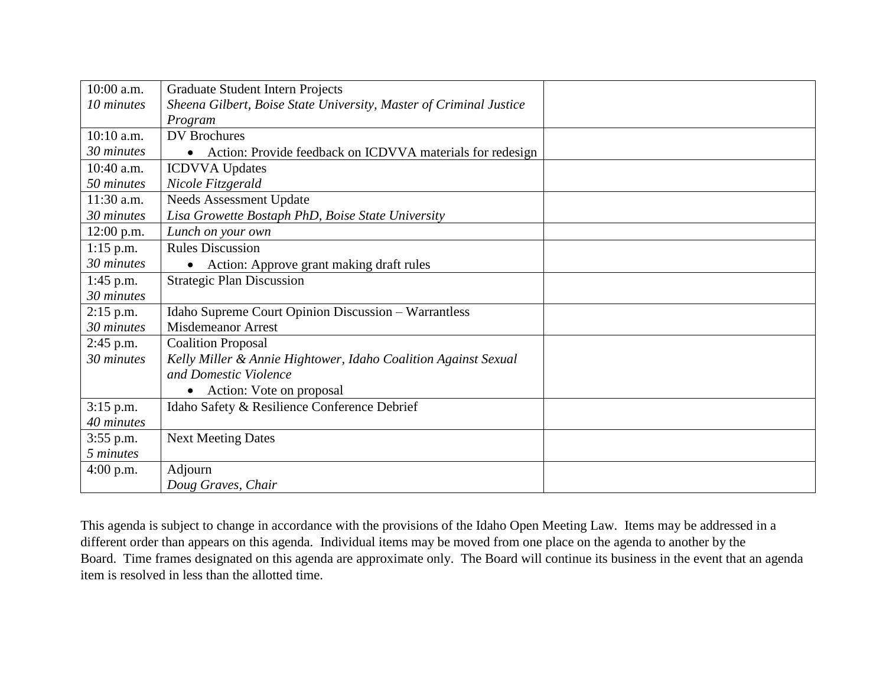| | | |
|---|---|---|
| 10:00 a.m.<br>*10 minutes* | Graduate Student Intern Projects<br>*Sheena Gilbert, Boise State University, Master of Criminal Justice Program* | |
| 10:10 a.m.<br>*30 minutes* | DV Brochures<br>• Action: Provide feedback on ICDVVA materials for redesign | |
| 10:40 a.m.<br>*50 minutes* | ICDVVA Updates<br>*Nicole Fitzgerald* | |
| 11:30 a.m.<br>*30 minutes* | Needs Assessment Update<br>*Lisa Growette Bostaph PhD, Boise State University* | |
| 12:00 p.m. | *Lunch on your own* | |
| 1:15 p.m.<br>*30 minutes* | Rules Discussion<br>• Action: Approve grant making draft rules | |
| 1:45 p.m.<br>*30 minutes* | Strategic Plan Discussion | |
| 2:15 p.m.<br>*30 minutes* | Idaho Supreme Court Opinion Discussion – Warrantless Misdemeanor Arrest | |
| 2:45 p.m.<br>*30 minutes* | Coalition Proposal<br>*Kelly Miller & Annie Hightower, Idaho Coalition Against Sexual and Domestic Violence*<br>• Action: Vote on proposal | |
| 3:15 p.m.<br>*40 minutes* | Idaho Safety & Resilience Conference Debrief | |
| 3:55 p.m.<br>*5 minutes* | Next Meeting Dates | |
| 4:00 p.m. | Adjourn<br>*Doug Graves, Chair* | |

This agenda is subject to change in accordance with the provisions of the Idaho Open Meeting Law. Items may be addressed in a different order than appears on this agenda. Individual items may be moved from one place on the agenda to another by the Board. Time frames designated on this agenda are approximate only. The Board will continue its business in the event that an agenda item is resolved in less than the allotted time.